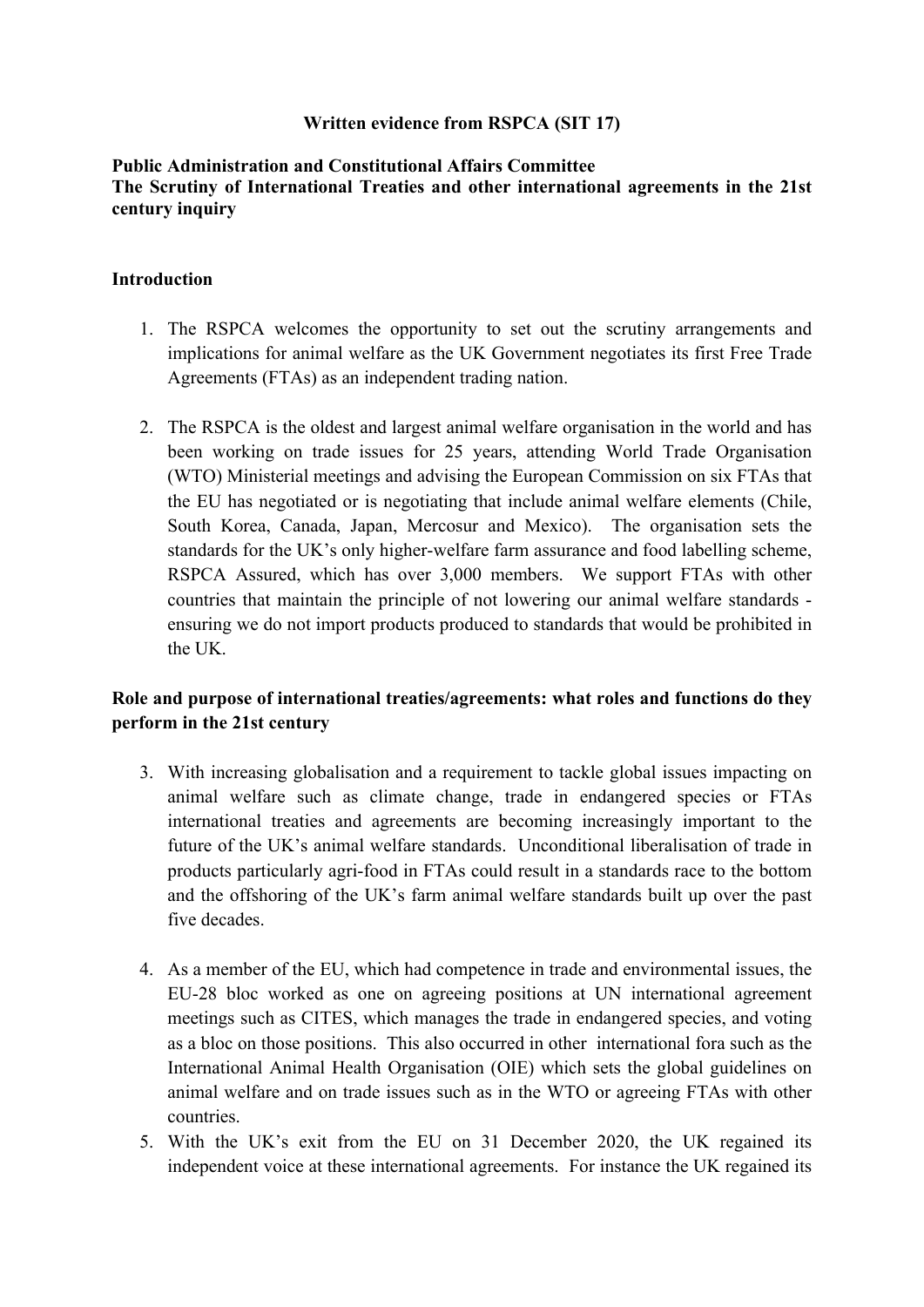**Written evidence from RSPCA (SIT 17)**

**Public Administration and Constitutional Affairs Committee**
**The Scrutiny of International Treaties and other international agreements in the 21st century inquiry**

**Introduction**

1. The RSPCA welcomes the opportunity to set out the scrutiny arrangements and implications for animal welfare as the UK Government negotiates its first Free Trade Agreements (FTAs) as an independent trading nation.

2. The RSPCA is the oldest and largest animal welfare organisation in the world and has been working on trade issues for 25 years, attending World Trade Organisation (WTO) Ministerial meetings and advising the European Commission on six FTAs that the EU has negotiated or is negotiating that include animal welfare elements (Chile, South Korea, Canada, Japan, Mercosur and Mexico). The organisation sets the standards for the UK's only higher-welfare farm assurance and food labelling scheme, RSPCA Assured, which has over 3,000 members. We support FTAs with other countries that maintain the principle of not lowering our animal welfare standards - ensuring we do not import products produced to standards that would be prohibited in the UK.

**Role and purpose of international treaties/agreements: what roles and functions do they perform in the 21st century**

3. With increasing globalisation and a requirement to tackle global issues impacting on animal welfare such as climate change, trade in endangered species or FTAs international treaties and agreements are becoming increasingly important to the future of the UK's animal welfare standards. Unconditional liberalisation of trade in products particularly agri-food in FTAs could result in a standards race to the bottom and the offshoring of the UK's farm animal welfare standards built up over the past five decades.

4. As a member of the EU, which had competence in trade and environmental issues, the EU-28 bloc worked as one on agreeing positions at UN international agreement meetings such as CITES, which manages the trade in endangered species, and voting as a bloc on those positions. This also occurred in other international fora such as the International Animal Health Organisation (OIE) which sets the global guidelines on animal welfare and on trade issues such as in the WTO or agreeing FTAs with other countries.

5. With the UK's exit from the EU on 31 December 2020, the UK regained its independent voice at these international agreements. For instance the UK regained its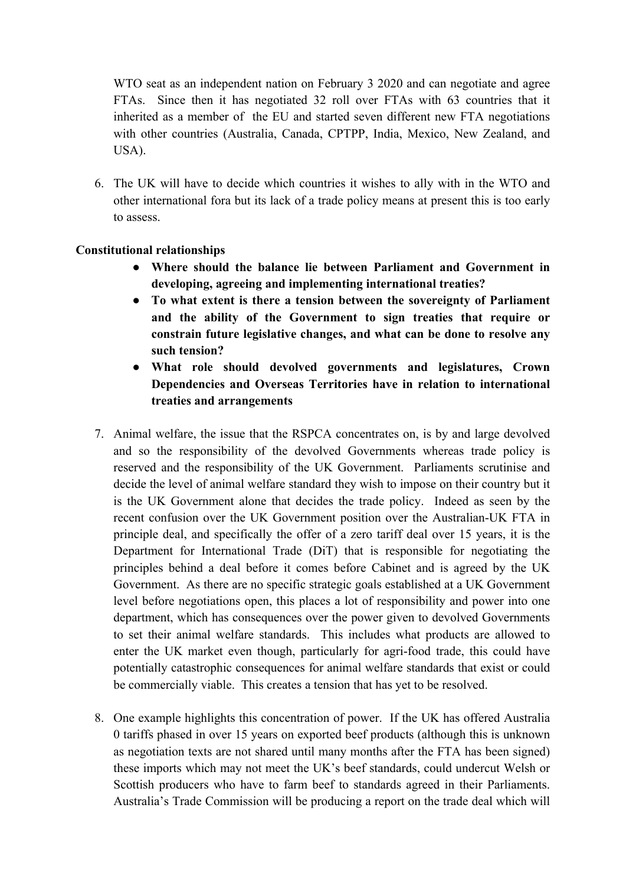WTO seat as an independent nation on February 3 2020 and can negotiate and agree FTAs. Since then it has negotiated 32 roll over FTAs with 63 countries that it inherited as a member of the EU and started seven different new FTA negotiations with other countries (Australia, Canada, CPTPP, India, Mexico, New Zealand, and USA).

6. The UK will have to decide which countries it wishes to ally with in the WTO and other international fora but its lack of a trade policy means at present this is too early to assess.

**Constitutional relationships**

- **Where should the balance lie between Parliament and Government in developing, agreeing and implementing international treaties?**
- **To what extent is there a tension between the sovereignty of Parliament and the ability of the Government to sign treaties that require or constrain future legislative changes, and what can be done to resolve any such tension?**
- **What role should devolved governments and legislatures, Crown Dependencies and Overseas Territories have in relation to international treaties and arrangements**

7. Animal welfare, the issue that the RSPCA concentrates on, is by and large devolved and so the responsibility of the devolved Governments whereas trade policy is reserved and the responsibility of the UK Government. Parliaments scrutinise and decide the level of animal welfare standard they wish to impose on their country but it is the UK Government alone that decides the trade policy. Indeed as seen by the recent confusion over the UK Government position over the Australian-UK FTA in principle deal, and specifically the offer of a zero tariff deal over 15 years, it is the Department for International Trade (DiT) that is responsible for negotiating the principles behind a deal before it comes before Cabinet and is agreed by the UK Government. As there are no specific strategic goals established at a UK Government level before negotiations open, this places a lot of responsibility and power into one department, which has consequences over the power given to devolved Governments to set their animal welfare standards. This includes what products are allowed to enter the UK market even though, particularly for agri-food trade, this could have potentially catastrophic consequences for animal welfare standards that exist or could be commercially viable. This creates a tension that has yet to be resolved.

8. One example highlights this concentration of power. If the UK has offered Australia 0 tariffs phased in over 15 years on exported beef products (although this is unknown as negotiation texts are not shared until many months after the FTA has been signed) these imports which may not meet the UK's beef standards, could undercut Welsh or Scottish producers who have to farm beef to standards agreed in their Parliaments. Australia's Trade Commission will be producing a report on the trade deal which will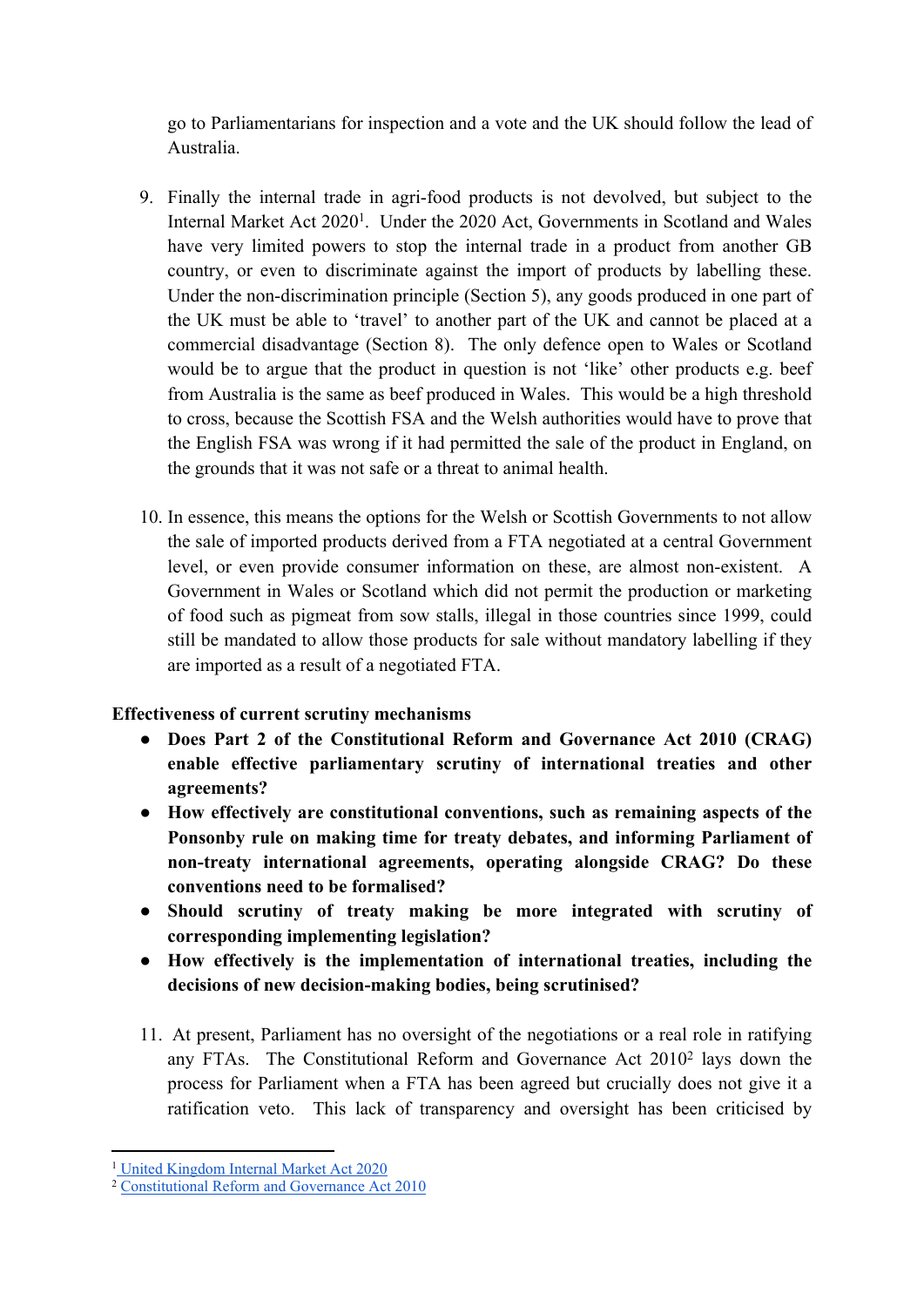go to Parliamentarians for inspection and a vote and the UK should follow the lead of Australia.

9. Finally the internal trade in agri-food products is not devolved, but subject to the Internal Market Act 2020[1]. Under the 2020 Act, Governments in Scotland and Wales have very limited powers to stop the internal trade in a product from another GB country, or even to discriminate against the import of products by labelling these. Under the non-discrimination principle (Section 5), any goods produced in one part of the UK must be able to 'travel' to another part of the UK and cannot be placed at a commercial disadvantage (Section 8). The only defence open to Wales or Scotland would be to argue that the product in question is not 'like' other products e.g. beef from Australia is the same as beef produced in Wales. This would be a high threshold to cross, because the Scottish FSA and the Welsh authorities would have to prove that the English FSA was wrong if it had permitted the sale of the product in England, on the grounds that it was not safe or a threat to animal health.

10. In essence, this means the options for the Welsh or Scottish Governments to not allow the sale of imported products derived from a FTA negotiated at a central Government level, or even provide consumer information on these, are almost non-existent. A Government in Wales or Scotland which did not permit the production or marketing of food such as pigmeat from sow stalls, illegal in those countries since 1999, could still be mandated to allow those products for sale without mandatory labelling if they are imported as a result of a negotiated FTA.

**Effectiveness of current scrutiny mechanisms**

- **Does Part 2 of the Constitutional Reform and Governance Act 2010 (CRAG) enable effective parliamentary scrutiny of international treaties and other agreements?**
- **How effectively are constitutional conventions, such as remaining aspects of the Ponsonby rule on making time for treaty debates, and informing Parliament of non-treaty international agreements, operating alongside CRAG? Do these conventions need to be formalised?**
- **Should scrutiny of treaty making be more integrated with scrutiny of corresponding implementing legislation?**
- **How effectively is the implementation of international treaties, including the decisions of new decision-making bodies, being scrutinised?**

11. At present, Parliament has no oversight of the negotiations or a real role in ratifying any FTAs. The Constitutional Reform and Governance Act 2010[2] lays down the process for Parliament when a FTA has been agreed but crucially does not give it a ratification veto. This lack of transparency and oversight has been criticised by

[1] United Kingdom Internal Market Act 2020

[2] Constitutional Reform and Governance Act 2010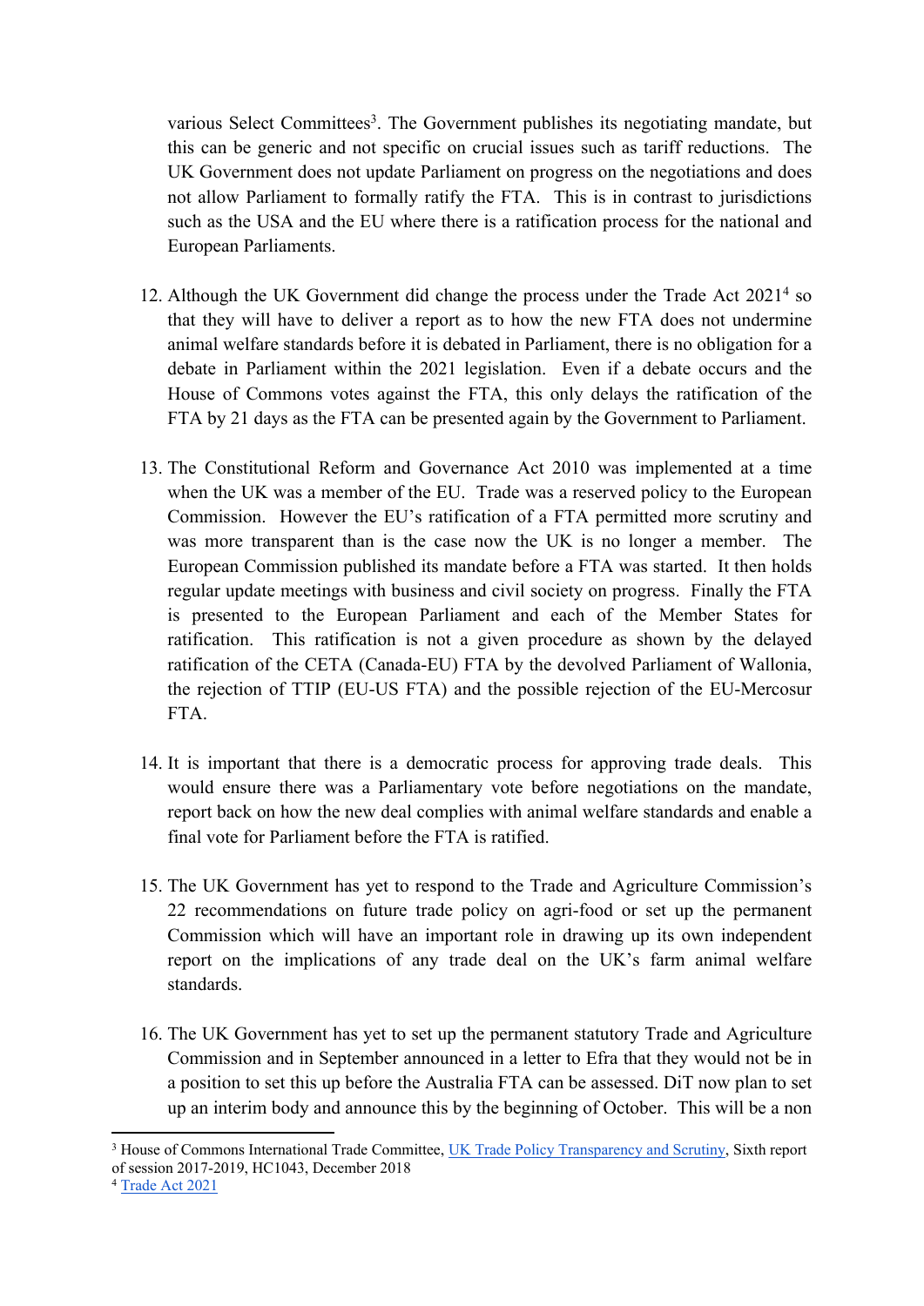various Select Committees[3]. The Government publishes its negotiating mandate, but this can be generic and not specific on crucial issues such as tariff reductions. The UK Government does not update Parliament on progress on the negotiations and does not allow Parliament to formally ratify the FTA. This is in contrast to jurisdictions such as the USA and the EU where there is a ratification process for the national and European Parliaments.

12. Although the UK Government did change the process under the Trade Act 2021[4] so that they will have to deliver a report as to how the new FTA does not undermine animal welfare standards before it is debated in Parliament, there is no obligation for a debate in Parliament within the 2021 legislation. Even if a debate occurs and the House of Commons votes against the FTA, this only delays the ratification of the FTA by 21 days as the FTA can be presented again by the Government to Parliament.

13. The Constitutional Reform and Governance Act 2010 was implemented at a time when the UK was a member of the EU. Trade was a reserved policy to the European Commission. However the EU's ratification of a FTA permitted more scrutiny and was more transparent than is the case now the UK is no longer a member. The European Commission published its mandate before a FTA was started. It then holds regular update meetings with business and civil society on progress. Finally the FTA is presented to the European Parliament and each of the Member States for ratification. This ratification is not a given procedure as shown by the delayed ratification of the CETA (Canada-EU) FTA by the devolved Parliament of Wallonia, the rejection of TTIP (EU-US FTA) and the possible rejection of the EU-Mercosur FTA.

14. It is important that there is a democratic process for approving trade deals. This would ensure there was a Parliamentary vote before negotiations on the mandate, report back on how the new deal complies with animal welfare standards and enable a final vote for Parliament before the FTA is ratified.

15. The UK Government has yet to respond to the Trade and Agriculture Commission's 22 recommendations on future trade policy on agri-food or set up the permanent Commission which will have an important role in drawing up its own independent report on the implications of any trade deal on the UK's farm animal welfare standards.

16. The UK Government has yet to set up the permanent statutory Trade and Agriculture Commission and in September announced in a letter to Efra that they would not be in a position to set this up before the Australia FTA can be assessed. DiT now plan to set up an interim body and announce this by the beginning of October. This will be a non

---

[3] House of Commons International Trade Committee, [UK Trade Policy Transparency and Scrutiny](), Sixth report of session 2017-2019, HC1043, December 2018

[4] [Trade Act 2021]()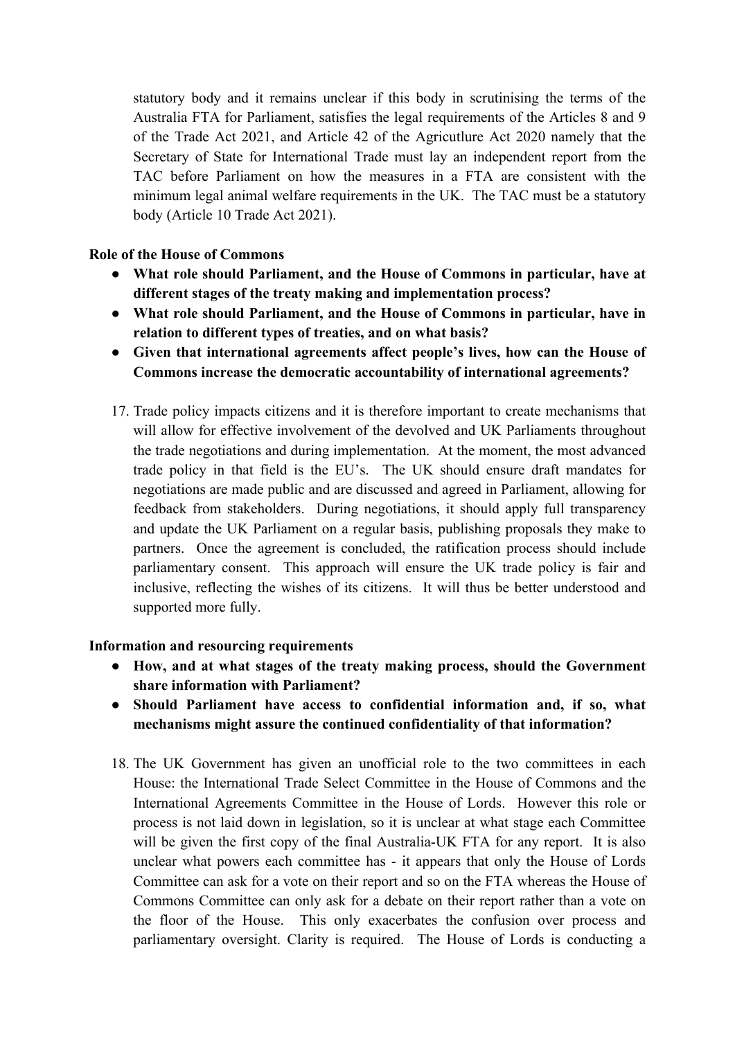statutory body and it remains unclear if this body in scrutinising the terms of the Australia FTA for Parliament, satisfies the legal requirements of the Articles 8 and 9 of the Trade Act 2021, and Article 42 of the Agricutlure Act 2020 namely that the Secretary of State for International Trade must lay an independent report from the TAC before Parliament on how the measures in a FTA are consistent with the minimum legal animal welfare requirements in the UK. The TAC must be a statutory body (Article 10 Trade Act 2021).

**Role of the House of Commons**

- **What role should Parliament, and the House of Commons in particular, have at different stages of the treaty making and implementation process?**
- **What role should Parliament, and the House of Commons in particular, have in relation to different types of treaties, and on what basis?**
- **Given that international agreements affect people's lives, how can the House of Commons increase the democratic accountability of international agreements?**

17. Trade policy impacts citizens and it is therefore important to create mechanisms that will allow for effective involvement of the devolved and UK Parliaments throughout the trade negotiations and during implementation. At the moment, the most advanced trade policy in that field is the EU's. The UK should ensure draft mandates for negotiations are made public and are discussed and agreed in Parliament, allowing for feedback from stakeholders. During negotiations, it should apply full transparency and update the UK Parliament on a regular basis, publishing proposals they make to partners. Once the agreement is concluded, the ratification process should include parliamentary consent. This approach will ensure the UK trade policy is fair and inclusive, reflecting the wishes of its citizens. It will thus be better understood and supported more fully.

**Information and resourcing requirements**

- **How, and at what stages of the treaty making process, should the Government share information with Parliament?**
- **Should Parliament have access to confidential information and, if so, what mechanisms might assure the continued confidentiality of that information?**

18. The UK Government has given an unofficial role to the two committees in each House: the International Trade Select Committee in the House of Commons and the International Agreements Committee in the House of Lords. However this role or process is not laid down in legislation, so it is unclear at what stage each Committee will be given the first copy of the final Australia-UK FTA for any report. It is also unclear what powers each committee has - it appears that only the House of Lords Committee can ask for a vote on their report and so on the FTA whereas the House of Commons Committee can only ask for a debate on their report rather than a vote on the floor of the House. This only exacerbates the confusion over process and parliamentary oversight. Clarity is required. The House of Lords is conducting a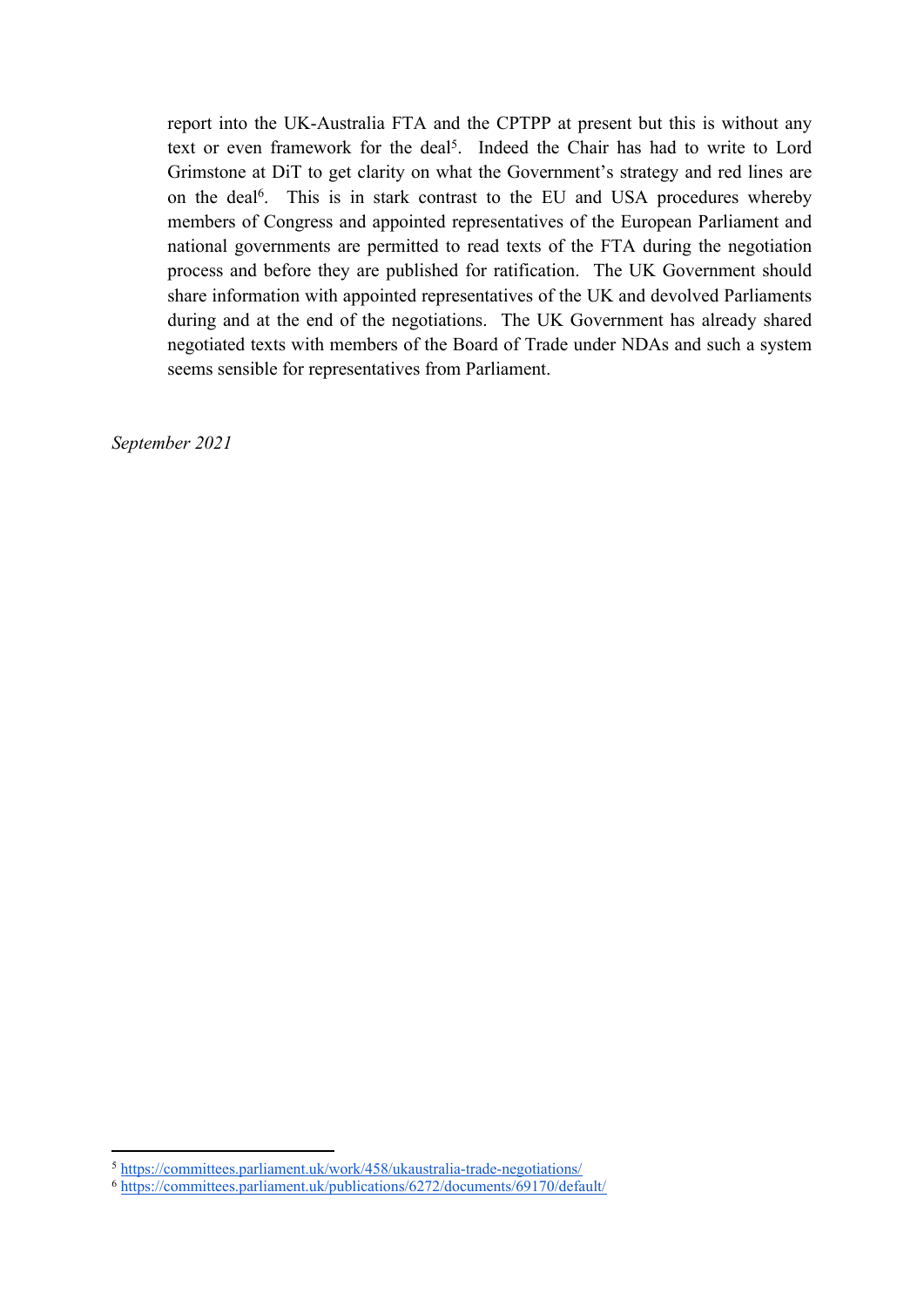report into the UK-Australia FTA and the CPTPP at present but this is without any text or even framework for the deal[5]. Indeed the Chair has had to write to Lord Grimstone at DiT to get clarity on what the Government's strategy and red lines are on the deal[6]. This is in stark contrast to the EU and USA procedures whereby members of Congress and appointed representatives of the European Parliament and national governments are permitted to read texts of the FTA during the negotiation process and before they are published for ratification. The UK Government should share information with appointed representatives of the UK and devolved Parliaments during and at the end of the negotiations. The UK Government has already shared negotiated texts with members of the Board of Trade under NDAs and such a system seems sensible for representatives from Parliament.

*September 2021*

[5] https://committees.parliament.uk/work/458/ukaustralia-trade-negotiations/
[6] https://committees.parliament.uk/publications/6272/documents/69170/default/